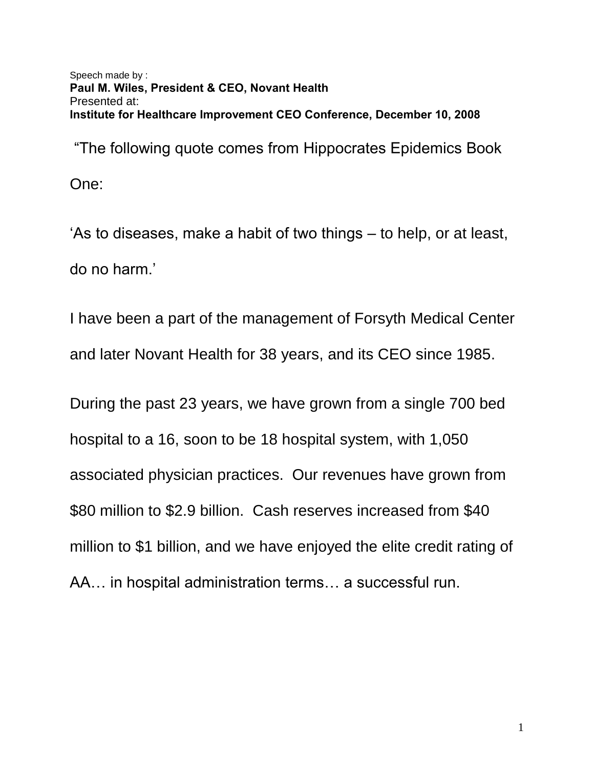Speech made by :
**Paul M. Wiles, President & CEO, Novant Health**
Presented at:
**Institute for Healthcare Improvement CEO Conference, December 10, 2008**

"The following quote comes from Hippocrates Epidemics Book One:

'As to diseases, make a habit of two things – to help, or at least, do no harm.'

I have been a part of the management of Forsyth Medical Center and later Novant Health for 38 years, and its CEO since 1985.

During the past 23 years, we have grown from a single 700 bed hospital to a 16, soon to be 18 hospital system, with 1,050 associated physician practices. Our revenues have grown from $80 million to $2.9 billion. Cash reserves increased from $40 million to $1 billion, and we have enjoyed the elite credit rating of AA… in hospital administration terms… a successful run.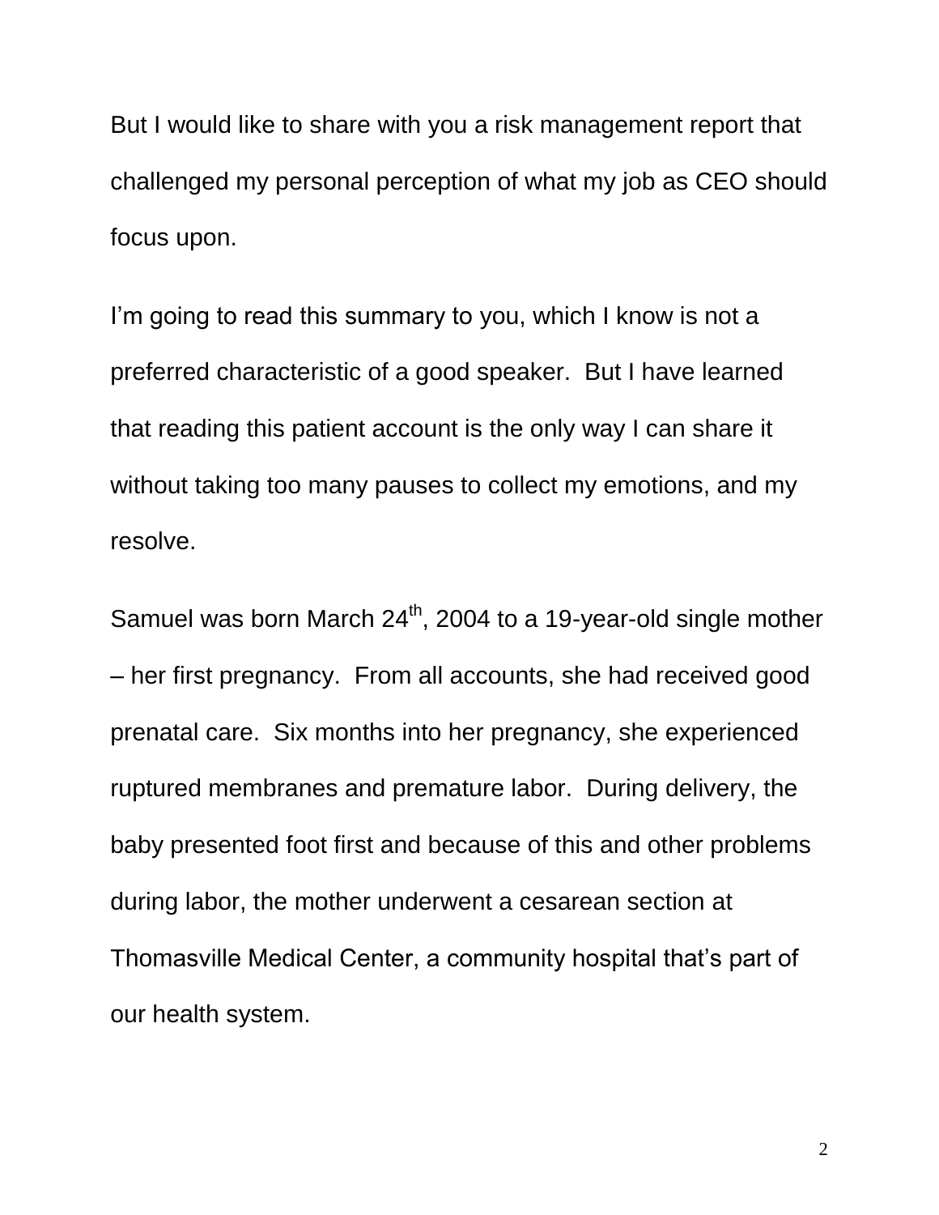But I would like to share with you a risk management report that challenged my personal perception of what my job as CEO should focus upon.

I'm going to read this summary to you, which I know is not a preferred characteristic of a good speaker. But I have learned that reading this patient account is the only way I can share it without taking too many pauses to collect my emotions, and my resolve.

Samuel was born March 24th, 2004 to a 19-year-old single mother – her first pregnancy. From all accounts, she had received good prenatal care. Six months into her pregnancy, she experienced ruptured membranes and premature labor. During delivery, the baby presented foot first and because of this and other problems during labor, the mother underwent a cesarean section at Thomasville Medical Center, a community hospital that's part of our health system.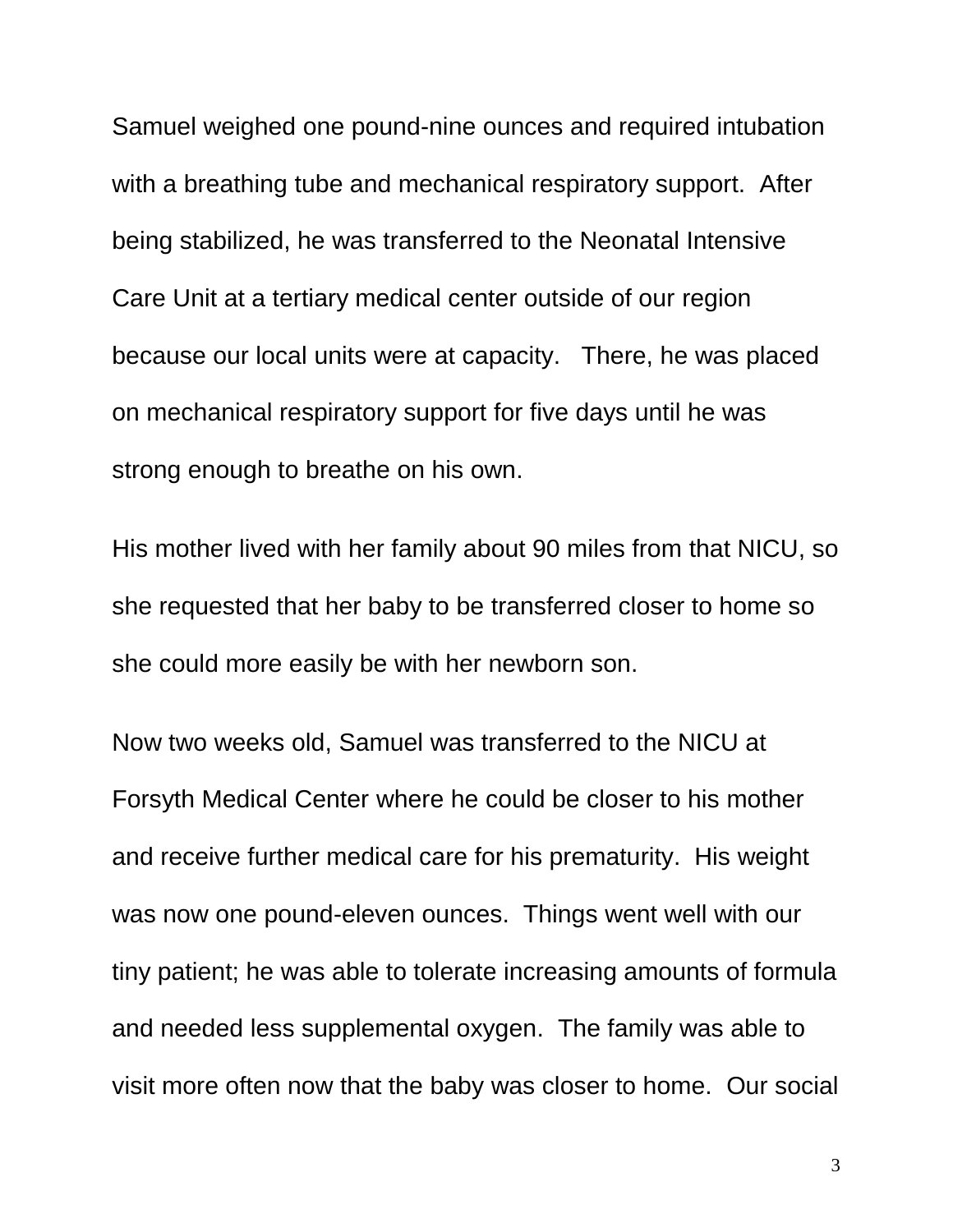Samuel weighed one pound-nine ounces and required intubation with a breathing tube and mechanical respiratory support. After being stabilized, he was transferred to the Neonatal Intensive Care Unit at a tertiary medical center outside of our region because our local units were at capacity. There, he was placed on mechanical respiratory support for five days until he was strong enough to breathe on his own.

His mother lived with her family about 90 miles from that NICU, so she requested that her baby to be transferred closer to home so she could more easily be with her newborn son.

Now two weeks old, Samuel was transferred to the NICU at Forsyth Medical Center where he could be closer to his mother and receive further medical care for his prematurity. His weight was now one pound-eleven ounces. Things went well with our tiny patient; he was able to tolerate increasing amounts of formula and needed less supplemental oxygen. The family was able to visit more often now that the baby was closer to home. Our social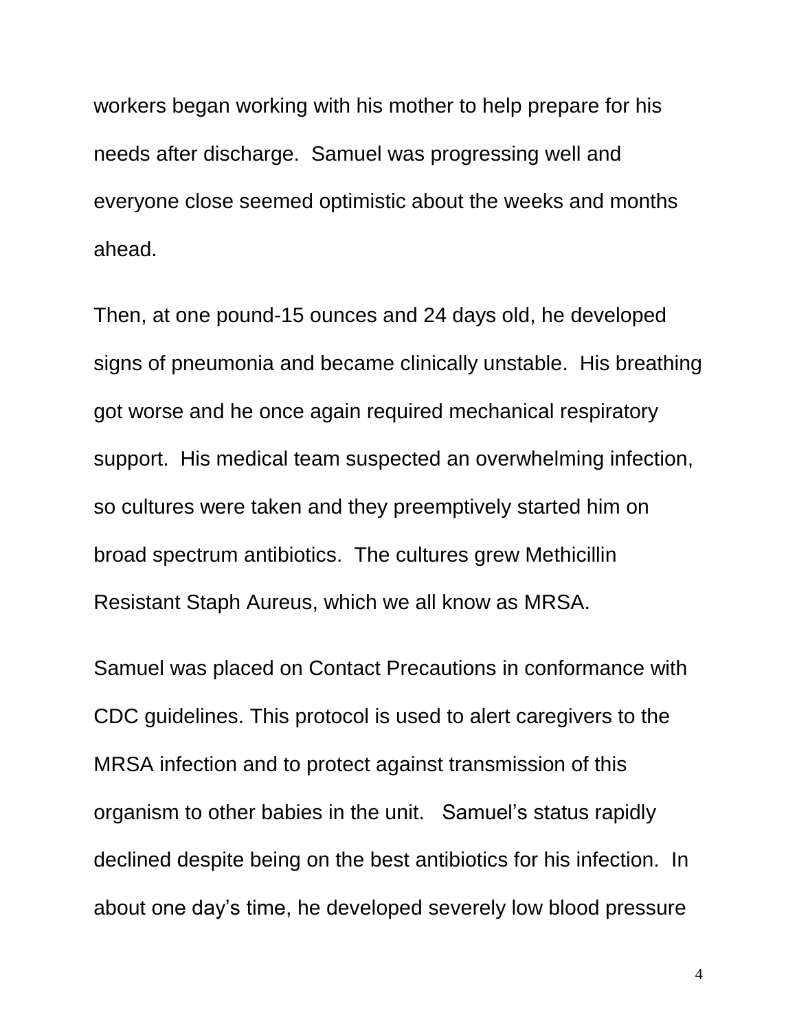workers began working with his mother to help prepare for his needs after discharge. Samuel was progressing well and everyone close seemed optimistic about the weeks and months ahead.

Then, at one pound-15 ounces and 24 days old, he developed signs of pneumonia and became clinically unstable. His breathing got worse and he once again required mechanical respiratory support. His medical team suspected an overwhelming infection, so cultures were taken and they preemptively started him on broad spectrum antibiotics. The cultures grew Methicillin Resistant Staph Aureus, which we all know as MRSA.

Samuel was placed on Contact Precautions in conformance with CDC guidelines. This protocol is used to alert caregivers to the MRSA infection and to protect against transmission of this organism to other babies in the unit. Samuel's status rapidly declined despite being on the best antibiotics for his infection. In about one day's time, he developed severely low blood pressure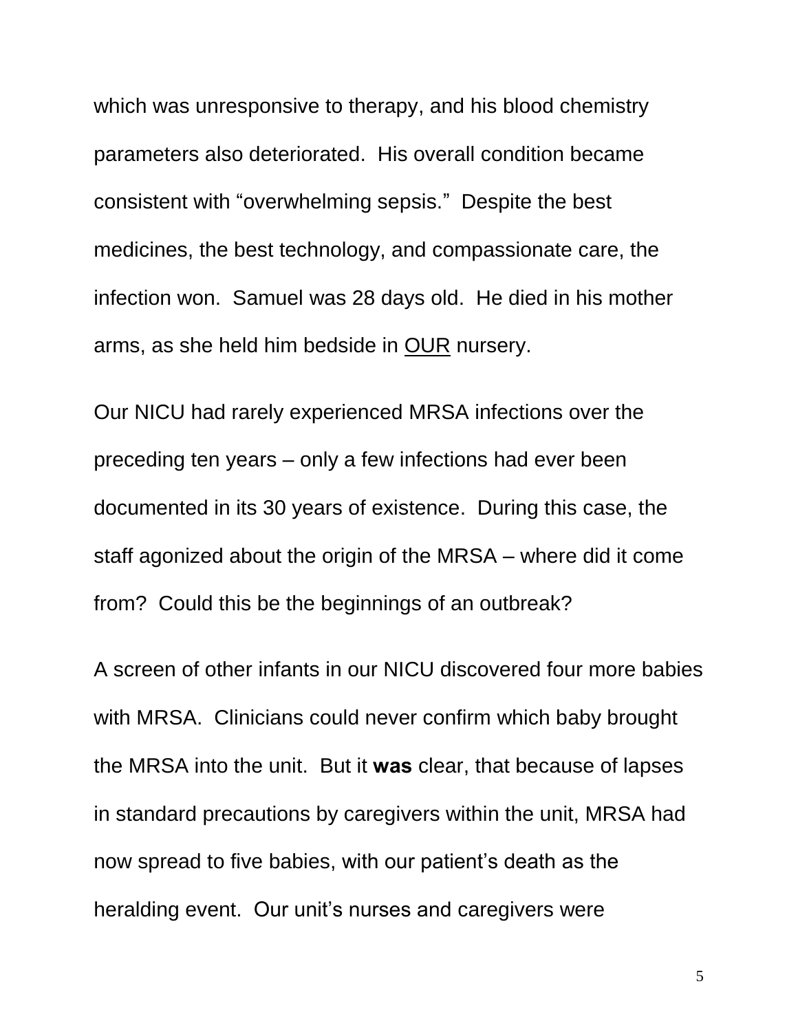which was unresponsive to therapy, and his blood chemistry parameters also deteriorated. His overall condition became consistent with "overwhelming sepsis." Despite the best medicines, the best technology, and compassionate care, the infection won. Samuel was 28 days old. He died in his mother arms, as she held him bedside in <u>OUR</u> nursery.

Our NICU had rarely experienced MRSA infections over the preceding ten years – only a few infections had ever been documented in its 30 years of existence. During this case, the staff agonized about the origin of the MRSA – where did it come from? Could this be the beginnings of an outbreak?

A screen of other infants in our NICU discovered four more babies with MRSA. Clinicians could never confirm which baby brought the MRSA into the unit. But it **was** clear, that because of lapses in standard precautions by caregivers within the unit, MRSA had now spread to five babies, with our patient's death as the heralding event. Our unit's nurses and caregivers were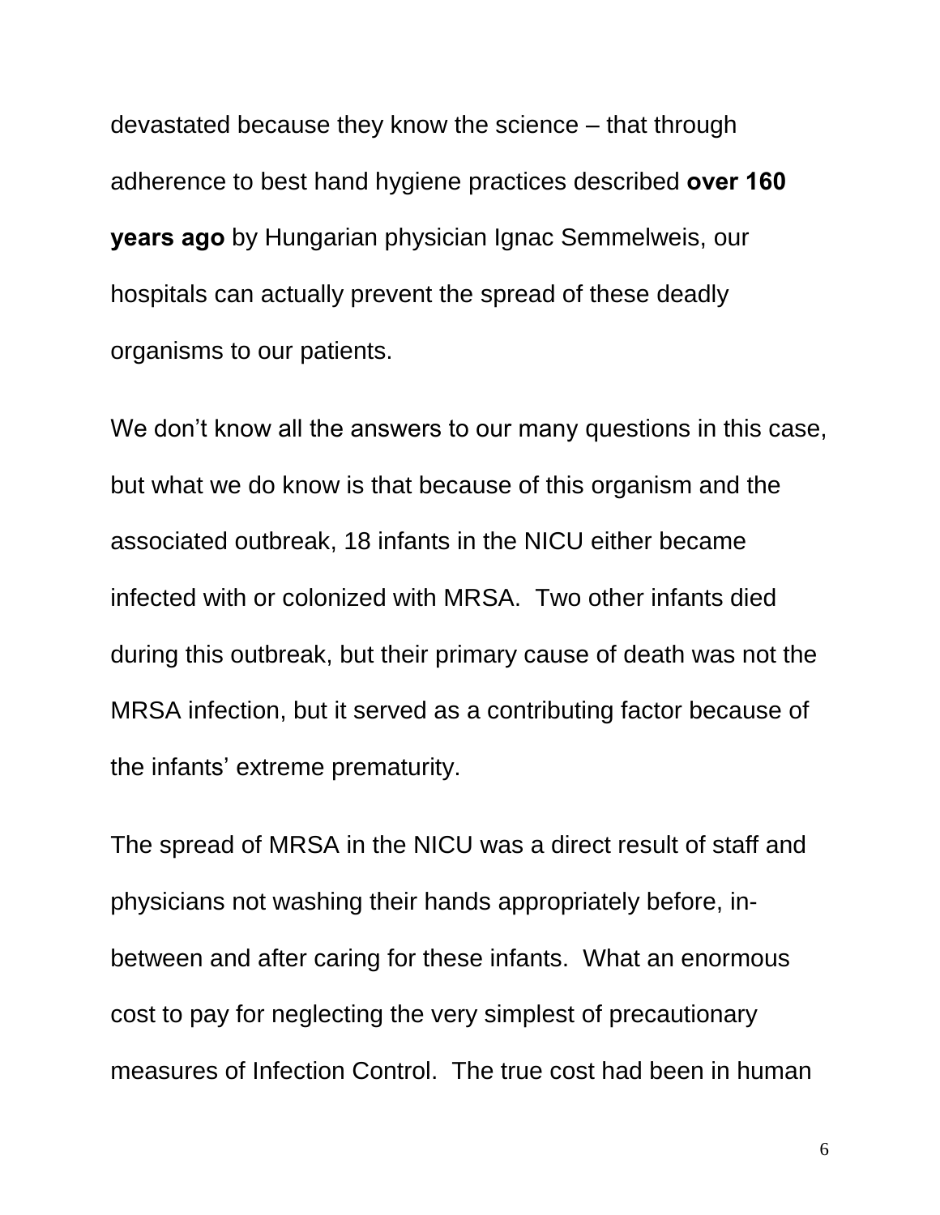devastated because they know the science – that through adherence to best hand hygiene practices described **over 160 years ago** by Hungarian physician Ignac Semmelweis, our hospitals can actually prevent the spread of these deadly organisms to our patients.

We don't know all the answers to our many questions in this case, but what we do know is that because of this organism and the associated outbreak, 18 infants in the NICU either became infected with or colonized with MRSA. Two other infants died during this outbreak, but their primary cause of death was not the MRSA infection, but it served as a contributing factor because of the infants' extreme prematurity.

The spread of MRSA in the NICU was a direct result of staff and physicians not washing their hands appropriately before, in-between and after caring for these infants. What an enormous cost to pay for neglecting the very simplest of precautionary measures of Infection Control. The true cost had been in human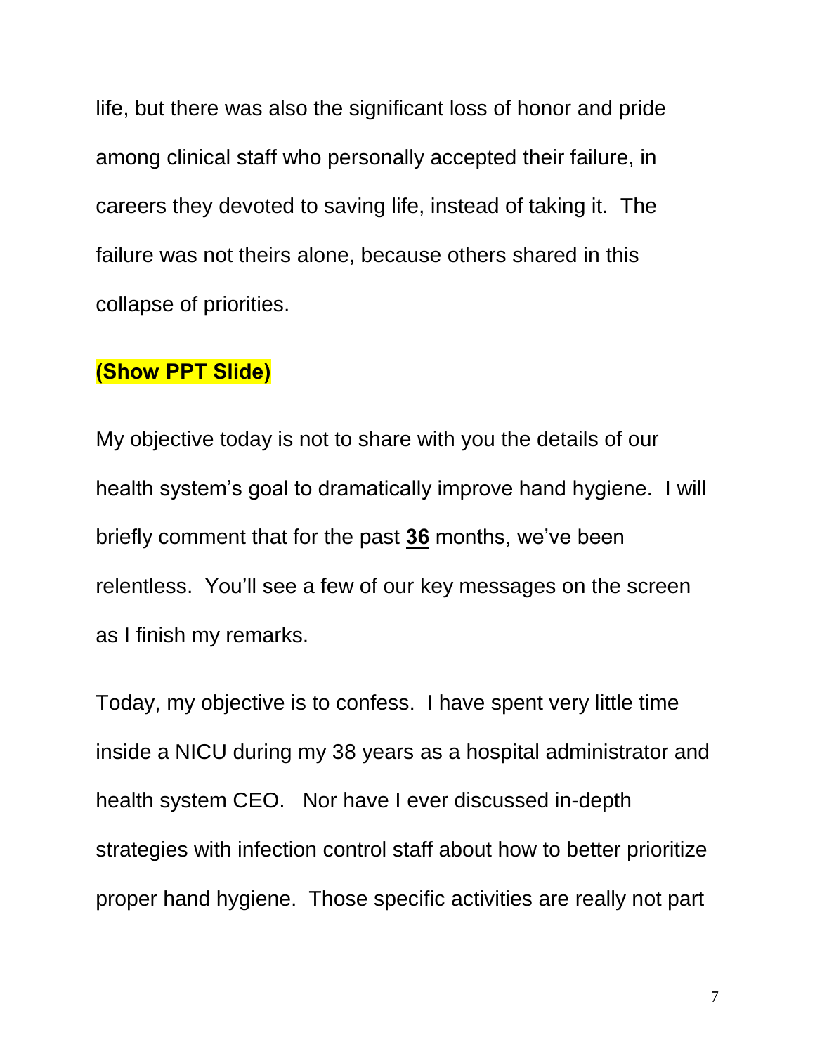life, but there was also the significant loss of honor and pride among clinical staff who personally accepted their failure, in careers they devoted to saving life, instead of taking it. The failure was not theirs alone, because others shared in this collapse of priorities.

**(Show PPT Slide)**

My objective today is not to share with you the details of our health system's goal to dramatically improve hand hygiene. I will briefly comment that for the past **36** months, we've been relentless. You'll see a few of our key messages on the screen as I finish my remarks.

Today, my objective is to confess. I have spent very little time inside a NICU during my 38 years as a hospital administrator and health system CEO. Nor have I ever discussed in-depth strategies with infection control staff about how to better prioritize proper hand hygiene. Those specific activities are really not part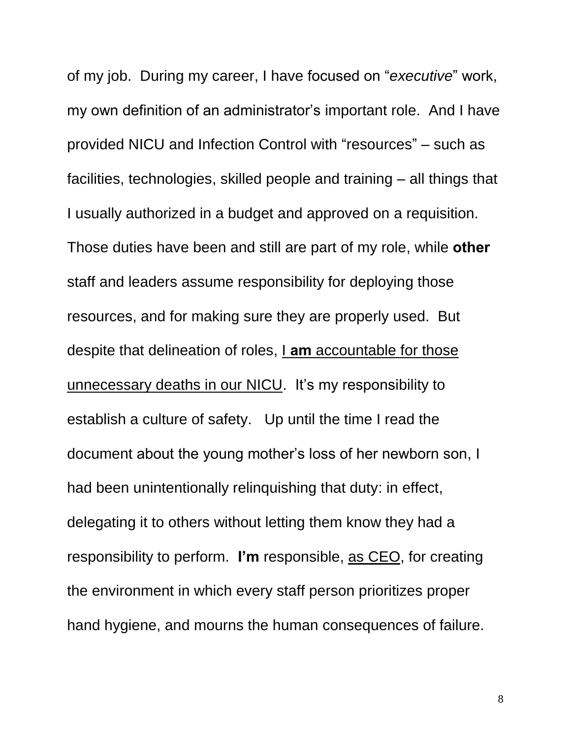of my job. During my career, I have focused on "*executive*" work, my own definition of an administrator's important role. And I have provided NICU and Infection Control with "resources" – such as facilities, technologies, skilled people and training – all things that I usually authorized in a budget and approved on a requisition. Those duties have been and still are part of my role, while **other** staff and leaders assume responsibility for deploying those resources, and for making sure they are properly used. But despite that delineation of roles, <u>I **am** accountable for those unnecessary deaths in our NICU</u>. It's my responsibility to establish a culture of safety. Up until the time I read the document about the young mother's loss of her newborn son, I had been unintentionally relinquishing that duty: in effect, delegating it to others without letting them know they had a responsibility to perform. **I'm** responsible, <u>as CEO</u>, for creating the environment in which every staff person prioritizes proper hand hygiene, and mourns the human consequences of failure.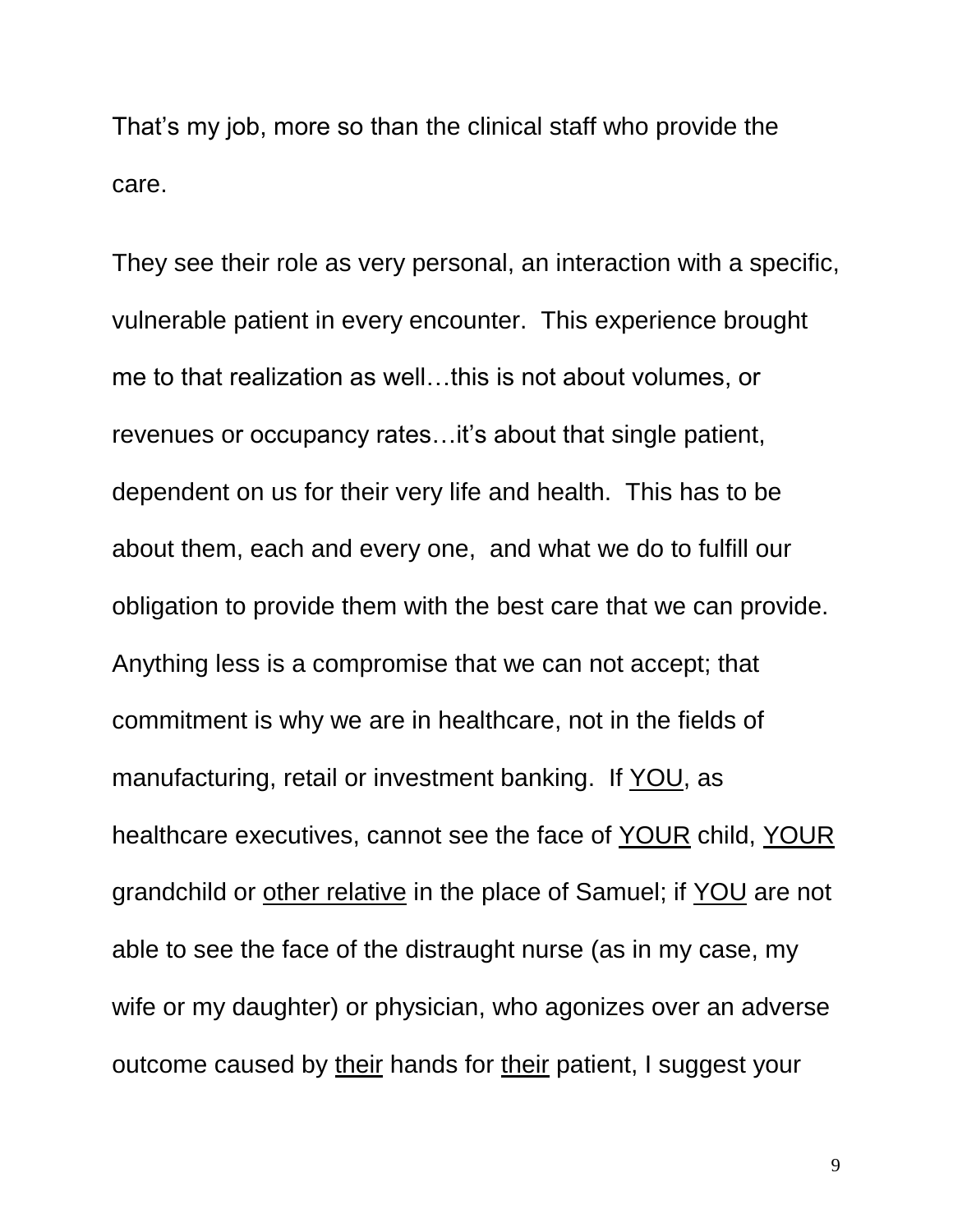That’s my job, more so than the clinical staff who provide the care.

They see their role as very personal, an interaction with a specific, vulnerable patient in every encounter. This experience brought me to that realization as well…this is not about volumes, or revenues or occupancy rates…it’s about that single patient, dependent on us for their very life and health. This has to be about them, each and every one, and what we do to fulfill our obligation to provide them with the best care that we can provide. Anything less is a compromise that we can not accept; that commitment is why we are in healthcare, not in the fields of manufacturing, retail or investment banking. If <u>YOU</u>, as healthcare executives, cannot see the face of <u>YOUR</u> child, <u>YOUR</u> grandchild or <u>other relative</u> in the place of Samuel; if <u>YOU</u> are not able to see the face of the distraught nurse (as in my case, my wife or my daughter) or physician, who agonizes over an adverse outcome caused by <u>their</u> hands for <u>their</u> patient, I suggest your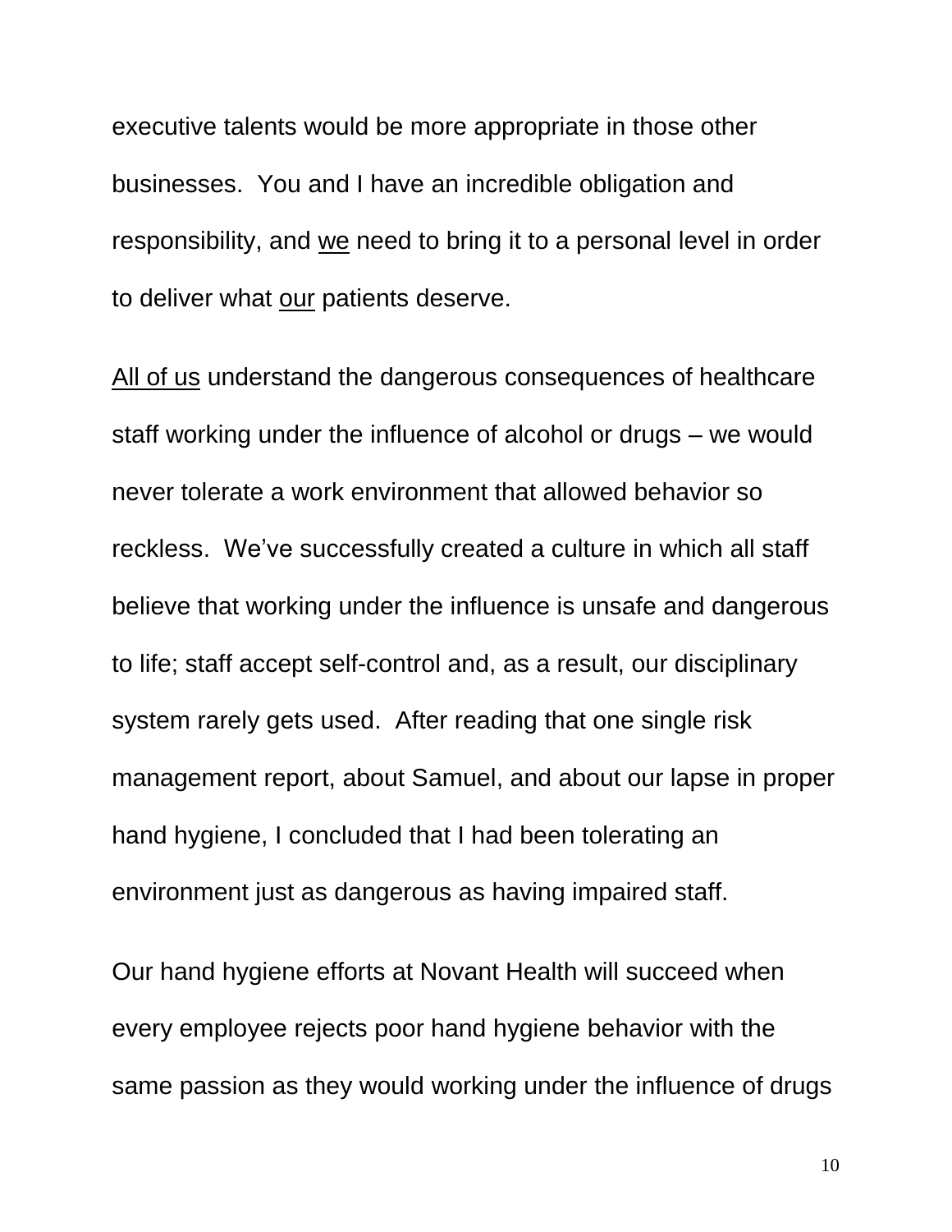executive talents would be more appropriate in those other businesses. You and I have an incredible obligation and responsibility, and <u>we</u> need to bring it to a personal level in order to deliver what <u>our</u> patients deserve.

<u>All of us</u> understand the dangerous consequences of healthcare staff working under the influence of alcohol or drugs – we would never tolerate a work environment that allowed behavior so reckless. We've successfully created a culture in which all staff believe that working under the influence is unsafe and dangerous to life; staff accept self-control and, as a result, our disciplinary system rarely gets used. After reading that one single risk management report, about Samuel, and about our lapse in proper hand hygiene, I concluded that I had been tolerating an environment just as dangerous as having impaired staff.

Our hand hygiene efforts at Novant Health will succeed when every employee rejects poor hand hygiene behavior with the same passion as they would working under the influence of drugs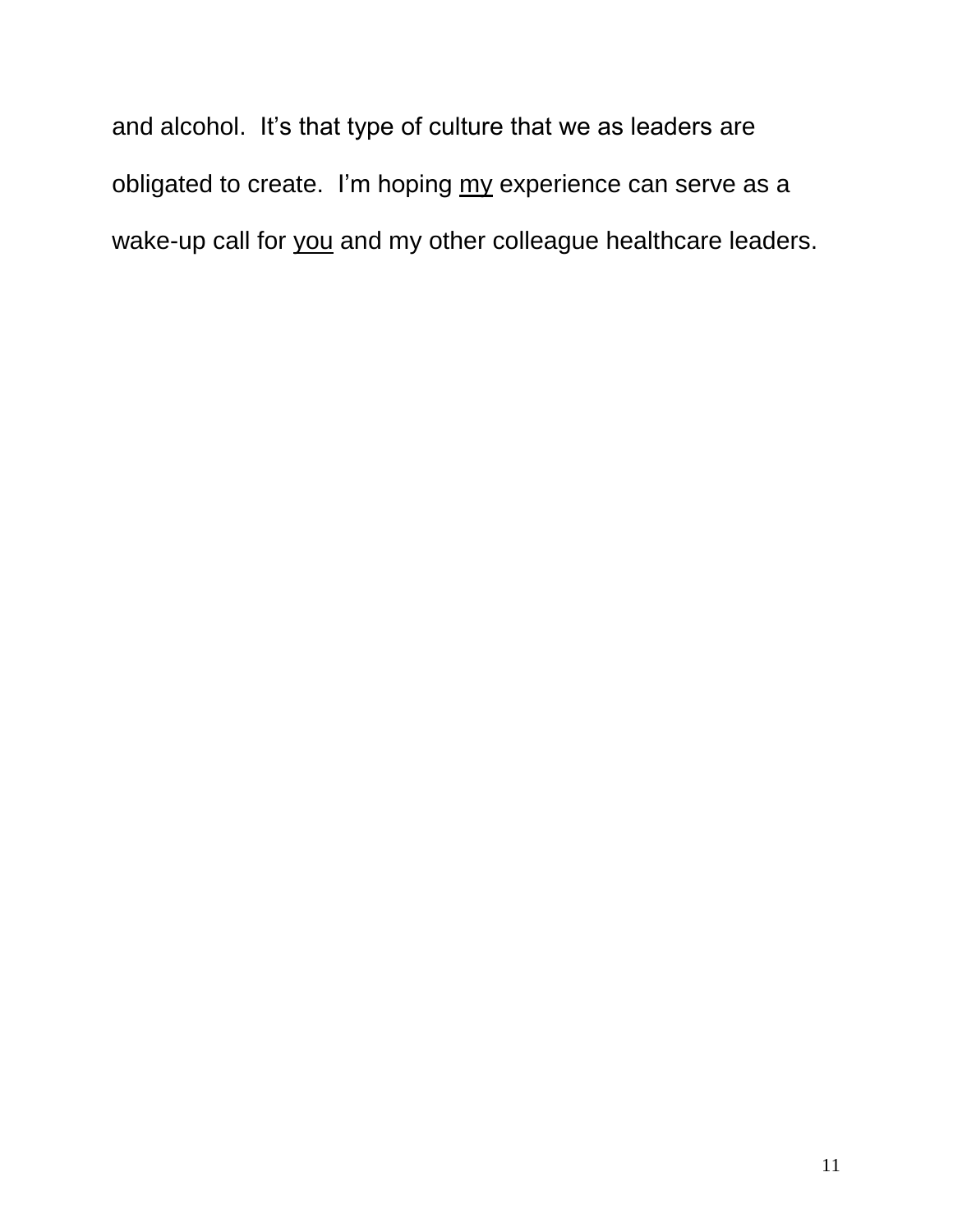and alcohol. It's that type of culture that we as leaders are obligated to create. I'm hoping <u>my</u> experience can serve as a wake-up call for <u>you</u> and my other colleague healthcare leaders.